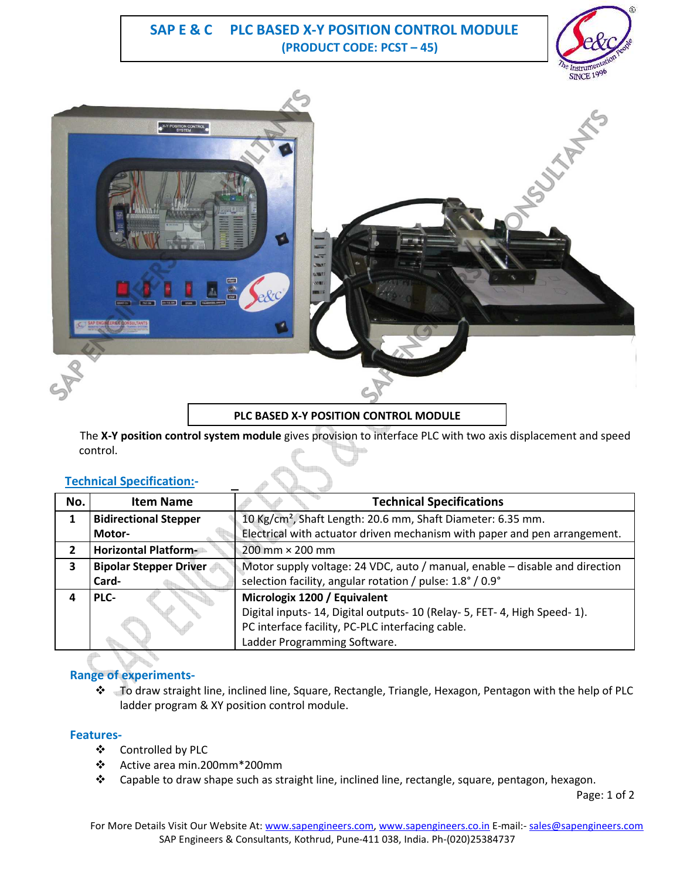# SAP E & C PLC BASED X-Y POSITION CONTROL MODULE

**(PRODUCT CODE: PCST – 45)**

**PLC BASED X-Y POSITION CONTROL MODULE**

The **X-Y position control system module** gives provision to interface PLC with two axis displacement and speed control.

## Technical Specification:-

| No. | Item Name | Technical Specifications |
|---|---|---|
| 1 | **Bidirectional Stepper Motor-** | 10 Kg/cm$^2$, Shaft Length: 20.6 mm, Shaft Diameter: 6.35 mm. Electrical with actuator driven mechanism with paper and pen arrangement. |
| 2 | **Horizontal Platform-** | 200 mm × 200 mm |
| 3 | **Bipolar Stepper Driver Card-** | Motor supply voltage: 24 VDC, auto / manual, enable – disable and direction selection facility, angular rotation / pulse: 1.8° / 0.9° |
| 4 | **PLC-** | **Micrologix 1200 / Equivalent**<br>Digital inputs- 14, Digital outputs- 10 (Relay- 5, FET- 4, High Speed- 1).<br>PC interface facility, PC-PLC interfacing cable.<br>Ladder Programming Software. |

## Range of experiments-

- To draw straight line, inclined line, Square, Rectangle, Triangle, Hexagon, Pentagon with the help of PLC ladder program & XY position control module.

## Features-

- Controlled by PLC
- Active area min.200mm*200mm
- Capable to draw shape such as straight line, inclined line, rectangle, square, pentagon, hexagon.

For More Details Visit Our Website At: www.sapengineers.com, www.sapengineers.co.in E-mail:- sales@sapengineers.com
SAP Engineers & Consultants, Kothrud, Pune-411 038, India. Ph-(020)25384737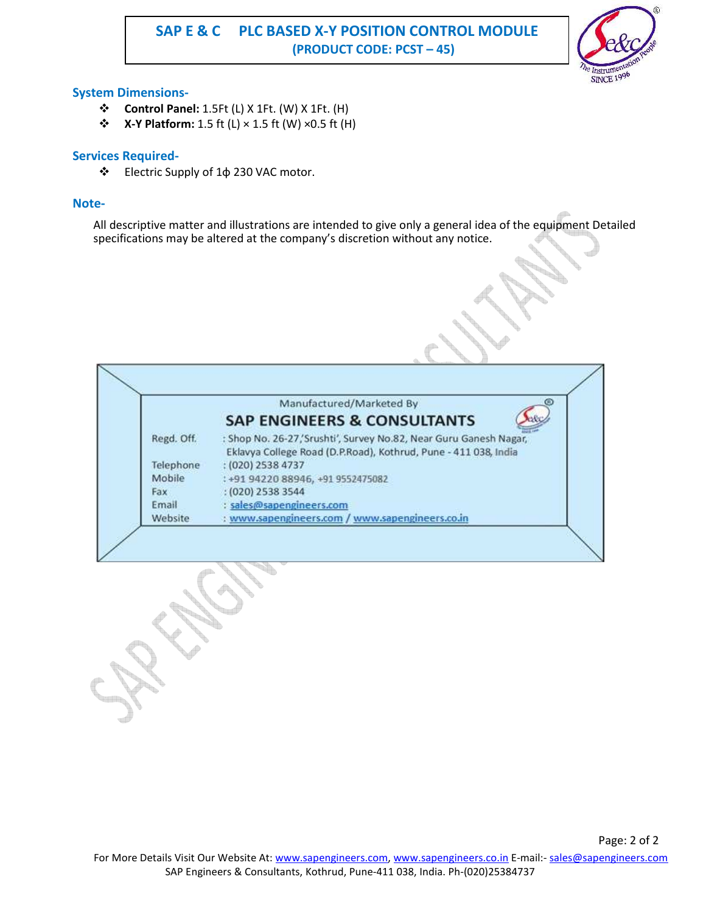## System Dimensions-

- **Control Panel:** 1.5Ft (L) X 1Ft. (W) X 1Ft. (H)
- **X-Y Platform:** 1.5 ft (L) × 1.5 ft (W) ×0.5 ft (H)

## Services Required-

- Electric Supply of 1ϕ 230 VAC motor.

## Note-

All descriptive matter and illustrations are intended to give only a general idea of the equipment Detailed specifications may be altered at the company's discretion without any notice.

Manufactured/Marketed By

**SAP ENGINEERS & CONSULTANTS**

| | |
|---|---|
| Regd. Off. | : Shop No. 26-27,'Srushti', Survey No.82, Near Guru Ganesh Nagar, Eklavya College Road (D.P.Road), Kothrud, Pune - 411 038, India |
| Telephone | : (020) 2538 4737 |
| Mobile | : +91 94220 88946, +91 9552475082 |
| Fax | : (020) 2538 3544 |
| Email | : sales@sapengineers.com |
| Website | : www.sapengineers.com / www.sapengineers.co.in |